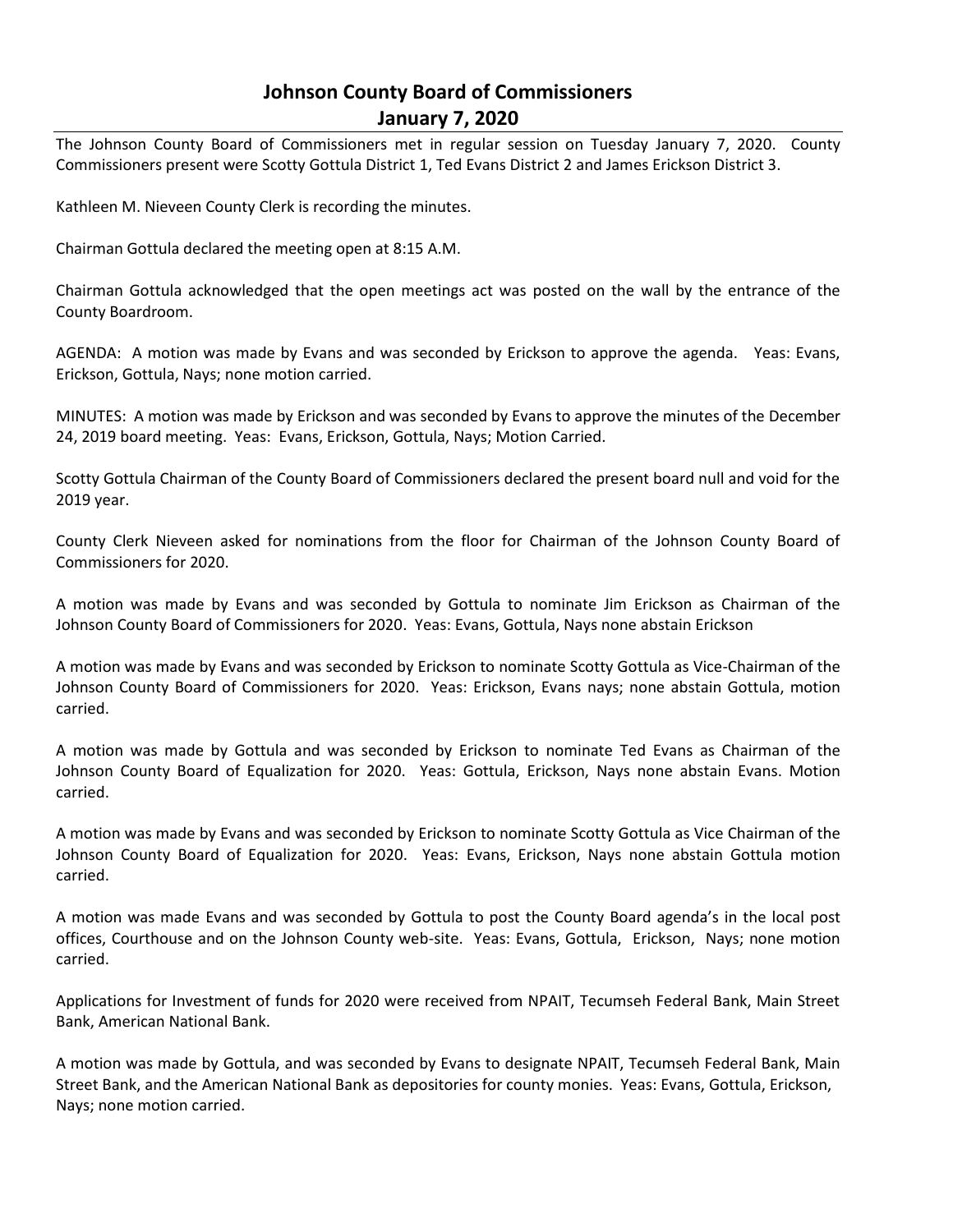# Johnson County Board of Commissioners
## January 7, 2020

The Johnson County Board of Commissioners met in regular session on Tuesday January 7, 2020. County Commissioners present were Scotty Gottula District 1, Ted Evans District 2 and James Erickson District 3.

Kathleen M. Nieveen County Clerk is recording the minutes.

Chairman Gottula declared the meeting open at 8:15 A.M.

Chairman Gottula acknowledged that the open meetings act was posted on the wall by the entrance of the County Boardroom.

AGENDA: A motion was made by Evans and was seconded by Erickson to approve the agenda. Yeas: Evans, Erickson, Gottula, Nays; none motion carried.

MINUTES: A motion was made by Erickson and was seconded by Evans to approve the minutes of the December 24, 2019 board meeting. Yeas: Evans, Erickson, Gottula, Nays; Motion Carried.

Scotty Gottula Chairman of the County Board of Commissioners declared the present board null and void for the 2019 year.

County Clerk Nieveen asked for nominations from the floor for Chairman of the Johnson County Board of Commissioners for 2020.

A motion was made by Evans and was seconded by Gottula to nominate Jim Erickson as Chairman of the Johnson County Board of Commissioners for 2020. Yeas: Evans, Gottula, Nays none abstain Erickson

A motion was made by Evans and was seconded by Erickson to nominate Scotty Gottula as Vice-Chairman of the Johnson County Board of Commissioners for 2020. Yeas: Erickson, Evans nays; none abstain Gottula, motion carried.

A motion was made by Gottula and was seconded by Erickson to nominate Ted Evans as Chairman of the Johnson County Board of Equalization for 2020. Yeas: Gottula, Erickson, Nays none abstain Evans. Motion carried.

A motion was made by Evans and was seconded by Erickson to nominate Scotty Gottula as Vice Chairman of the Johnson County Board of Equalization for 2020. Yeas: Evans, Erickson, Nays none abstain Gottula motion carried.

A motion was made Evans and was seconded by Gottula to post the County Board agenda's in the local post offices, Courthouse and on the Johnson County web-site. Yeas: Evans, Gottula, Erickson, Nays; none motion carried.

Applications for Investment of funds for 2020 were received from NPAIT, Tecumseh Federal Bank, Main Street Bank, American National Bank.

A motion was made by Gottula, and was seconded by Evans to designate NPAIT, Tecumseh Federal Bank, Main Street Bank, and the American National Bank as depositories for county monies. Yeas: Evans, Gottula, Erickson, Nays; none motion carried.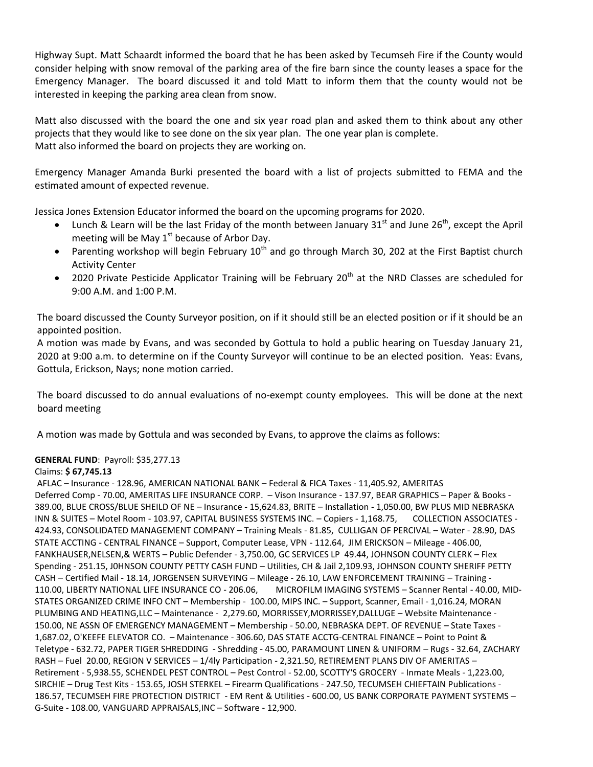Highway Supt. Matt Schaardt informed the board that he has been asked by Tecumseh Fire if the County would consider helping with snow removal of the parking area of the fire barn since the county leases a space for the Emergency Manager. The board discussed it and told Matt to inform them that the county would not be interested in keeping the parking area clean from snow.

Matt also discussed with the board the one and six year road plan and asked them to think about any other projects that they would like to see done on the six year plan. The one year plan is complete.
Matt also informed the board on projects they are working on.

Emergency Manager Amanda Burki presented the board with a list of projects submitted to FEMA and the estimated amount of expected revenue.

Jessica Jones Extension Educator informed the board on the upcoming programs for 2020.

- Lunch & Learn will be the last Friday of the month between January 31st and June 26th, except the April meeting will be May 1st because of Arbor Day.
- Parenting workshop will begin February 10th and go through March 30, 202 at the First Baptist church Activity Center
- 2020 Private Pesticide Applicator Training will be February 20th at the NRD Classes are scheduled for 9:00 A.M. and 1:00 P.M.

The board discussed the County Surveyor position, on if it should still be an elected position or if it should be an appointed position.
A motion was made by Evans, and was seconded by Gottula to hold a public hearing on Tuesday January 21, 2020 at 9:00 a.m. to determine on if the County Surveyor will continue to be an elected position. Yeas: Evans, Gottula, Erickson, Nays; none motion carried.

The board discussed to do annual evaluations of no-exempt county employees. This will be done at the next board meeting

A motion was made by Gottula and was seconded by Evans, to approve the claims as follows:

**GENERAL FUND**: Payroll: $35,277.13
Claims: **$ 67,745.13**
AFLAC – Insurance - 128.96, AMERICAN NATIONAL BANK – Federal & FICA Taxes - 11,405.92, AMERITAS Deferred Comp - 70.00, AMERITAS LIFE INSURANCE CORP. – Vison Insurance - 137.97, BEAR GRAPHICS – Paper & Books - 389.00, BLUE CROSS/BLUE SHEILD OF NE – Insurance - 15,624.83, BRITE – Installation - 1,050.00, BW PLUS MID NEBRASKA INN & SUITES – Motel Room - 103.97, CAPITAL BUSINESS SYSTEMS INC. – Copiers - 1,168.75, COLLECTION ASSOCIATES - 424.93, CONSOLIDATED MANAGEMENT COMPANY – Training Meals - 81.85, CULLIGAN OF PERCIVAL – Water - 28.90, DAS STATE ACCTING - CENTRAL FINANCE – Support, Computer Lease, VPN - 112.64, JIM ERICKSON – Mileage - 406.00, FANKHAUSER,NELSEN,& WERTS – Public Defender - 3,750.00, GC SERVICES LP 49.44, JOHNSON COUNTY CLERK – Flex Spending - 251.15, J0HNSON COUNTY PETTY CASH FUND – Utilities, CH & Jail 2,109.93, JOHNSON COUNTY SHERIFF PETTY CASH – Certified Mail - 18.14, JORGENSEN SURVEYING – Mileage - 26.10, LAW ENFORCEMENT TRAINING – Training - 110.00, LIBERTY NATIONAL LIFE INSURANCE CO - 206.06, MICROFILM IMAGING SYSTEMS – Scanner Rental - 40.00, MID-STATES ORGANIZED CRIME INFO CNT – Membership - 100.00, MIPS INC. – Support, Scanner, Email - 1,016.24, MORAN PLUMBING AND HEATING,LLC – Maintenance - 2,279.60, MORRISSEY,MORRISSEY,DALLUGE – Website Maintenance - 150.00, NE ASSN OF EMERGENCY MANAGEMENT – Membership - 50.00, NEBRASKA DEPT. OF REVENUE – State Taxes - 1,687.02, O'KEEFE ELEVATOR CO. – Maintenance - 306.60, DAS STATE ACCTG-CENTRAL FINANCE – Point to Point & Teletype - 632.72, PAPER TIGER SHREDDING - Shredding - 45.00, PARAMOUNT LINEN & UNIFORM – Rugs - 32.64, ZACHARY RASH – Fuel 20.00, REGION V SERVICES – 1/4ly Participation - 2,321.50, RETIREMENT PLANS DIV OF AMERITAS – Retirement - 5,938.55, SCHENDEL PEST CONTROL – Pest Control - 52.00, SCOTTY'S GROCERY - Inmate Meals - 1,223.00, SIRCHIE – Drug Test Kits - 153.65, JOSH STERKEL – Firearm Qualifications - 247.50, TECUMSEH CHIEFTAIN Publications - 186.57, TECUMSEH FIRE PROTECTION DISTRICT - EM Rent & Utilities - 600.00, US BANK CORPORATE PAYMENT SYSTEMS – G-Suite - 108.00, VANGUARD APPRAISALS,INC – Software - 12,900.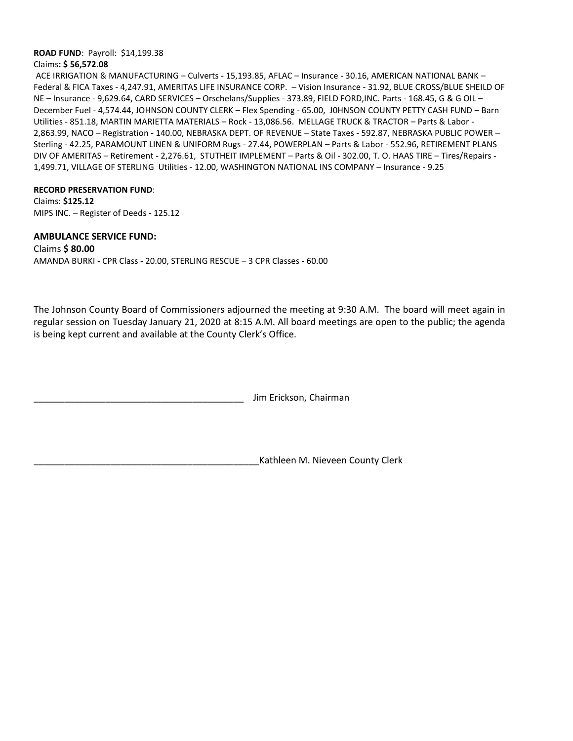**ROAD FUND**: Payroll: $14,199.38
Claims**: $ 56,572.08**
ACE IRRIGATION & MANUFACTURING – Culverts - 15,193.85, AFLAC – Insurance - 30.16, AMERICAN NATIONAL BANK – Federal & FICA Taxes - 4,247.91, AMERITAS LIFE INSURANCE CORP. – Vision Insurance - 31.92, BLUE CROSS/BLUE SHEILD OF NE – Insurance - 9,629.64, CARD SERVICES – Orschelans/Supplies - 373.89, FIELD FORD,INC. Parts - 168.45, G & G OIL – December Fuel - 4,574.44, JOHNSON COUNTY CLERK – Flex Spending - 65.00, J0HNSON COUNTY PETTY CASH FUND – Barn Utilities - 851.18, MARTIN MARIETTA MATERIALS – Rock - 13,086.56. MELLAGE TRUCK & TRACTOR – Parts & Labor - 2,863.99, NACO – Registration - 140.00, NEBRASKA DEPT. OF REVENUE – State Taxes - 592.87, NEBRASKA PUBLIC POWER – Sterling - 42.25, PARAMOUNT LINEN & UNIFORM Rugs - 27.44, POWERPLAN – Parts & Labor - 552.96, RETIREMENT PLANS DIV OF AMERITAS – Retirement - 2,276.61, STUTHEIT IMPLEMENT – Parts & Oil - 302.00, T. O. HAAS TIRE – Tires/Repairs - 1,499.71, VILLAGE OF STERLING Utilities - 12.00, WASHINGTON NATIONAL INS COMPANY – Insurance - 9.25

**RECORD PRESERVATION FUND**:
Claims: **$125.12**
MIPS INC. – Register of Deeds - 125.12

**AMBULANCE SERVICE FUND:**
Claims **$ 80.00**
AMANDA BURKI - CPR Class - 20.00, STERLING RESCUE – 3 CPR Classes - 60.00

The Johnson County Board of Commissioners adjourned the meeting at 9:30 A.M. The board will meet again in regular session on Tuesday January 21, 2020 at 8:15 A.M. All board meetings are open to the public; the agenda is being kept current and available at the County Clerk's Office.

___________________________________________ Jim Erickson, Chairman

_____________________________________________Kathleen M. Nieveen County Clerk